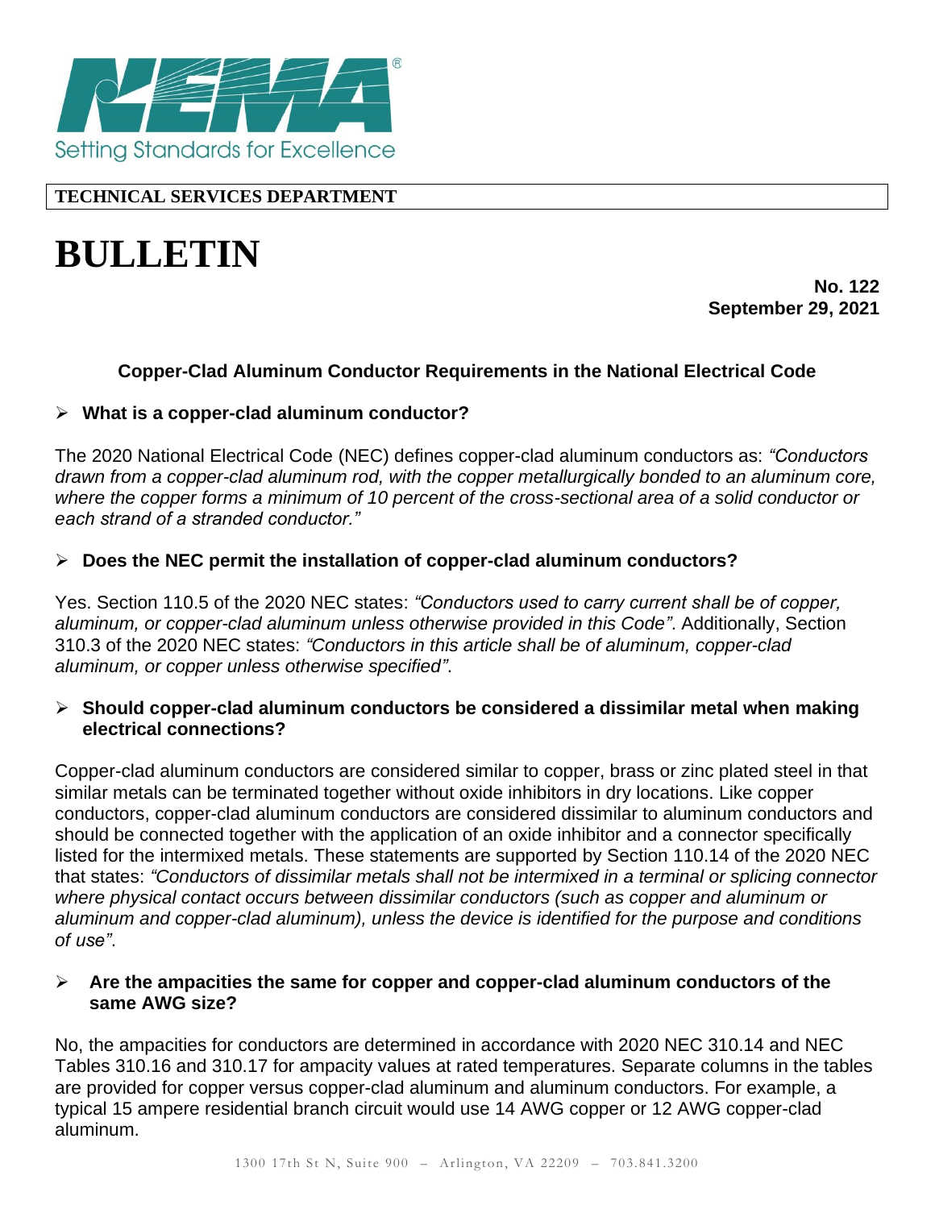Setting Standards for Excellence

**TECHNICAL SERVICES DEPARTMENT**

# BULLETIN

**No. 122**
**September 29, 2021**

## Copper-Clad Aluminum Conductor Requirements in the National Electrical Code

### ➢ What is a copper-clad aluminum conductor?

The 2020 National Electrical Code (NEC) defines copper-clad aluminum conductors as: *"Conductors drawn from a copper-clad aluminum rod, with the copper metallurgically bonded to an aluminum core, where the copper forms a minimum of 10 percent of the cross-sectional area of a solid conductor or each strand of a stranded conductor."*

### ➢ Does the NEC permit the installation of copper-clad aluminum conductors?

Yes. Section 110.5 of the 2020 NEC states: *"Conductors used to carry current shall be of copper, aluminum, or copper-clad aluminum unless otherwise provided in this Code"*. Additionally, Section 310.3 of the 2020 NEC states: *"Conductors in this article shall be of aluminum, copper-clad aluminum, or copper unless otherwise specified"*.

### ➢ Should copper-clad aluminum conductors be considered a dissimilar metal when making electrical connections?

Copper-clad aluminum conductors are considered similar to copper, brass or zinc plated steel in that similar metals can be terminated together without oxide inhibitors in dry locations. Like copper conductors, copper-clad aluminum conductors are considered dissimilar to aluminum conductors and should be connected together with the application of an oxide inhibitor and a connector specifically listed for the intermixed metals. These statements are supported by Section 110.14 of the 2020 NEC that states: *"Conductors of dissimilar metals shall not be intermixed in a terminal or splicing connector where physical contact occurs between dissimilar conductors (such as copper and aluminum or aluminum and copper-clad aluminum), unless the device is identified for the purpose and conditions of use"*.

### ➢ Are the ampacities the same for copper and copper-clad aluminum conductors of the same AWG size?

No, the ampacities for conductors are determined in accordance with 2020 NEC 310.14 and NEC Tables 310.16 and 310.17 for ampacity values at rated temperatures. Separate columns in the tables are provided for copper versus copper-clad aluminum and aluminum conductors. For example, a typical 15 ampere residential branch circuit would use 14 AWG copper or 12 AWG copper-clad aluminum.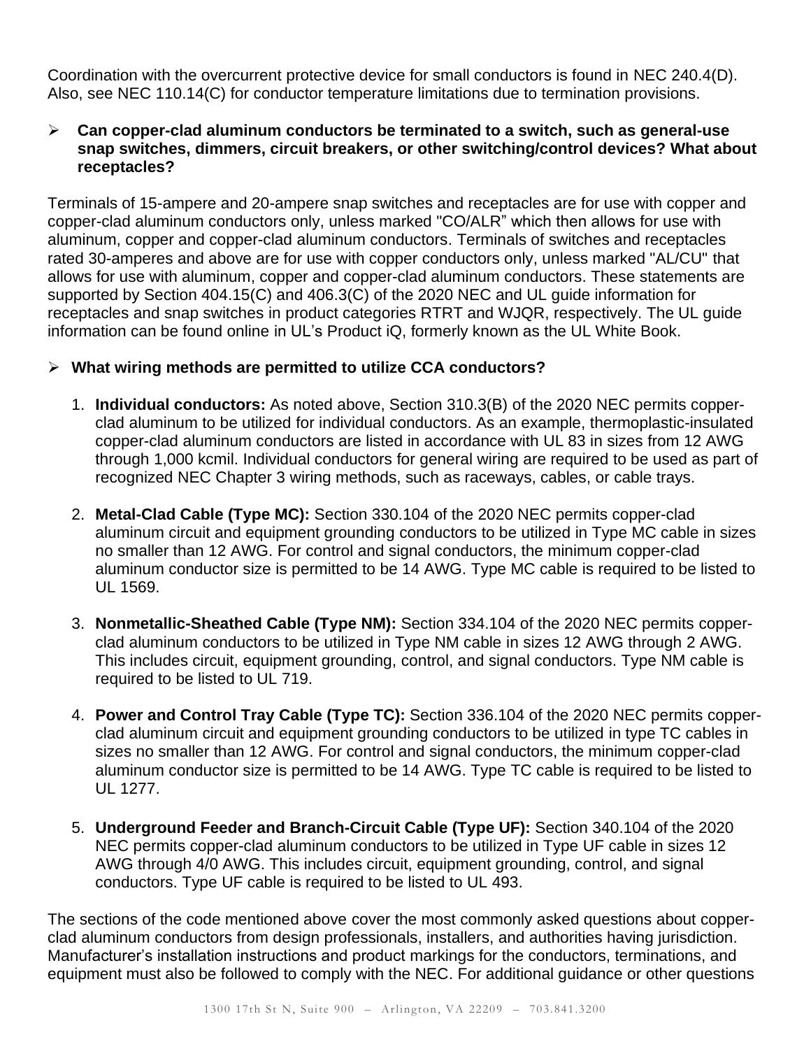Coordination with the overcurrent protective device for small conductors is found in NEC 240.4(D). Also, see NEC 110.14(C) for conductor temperature limitations due to termination provisions.

- **Can copper-clad aluminum conductors be terminated to a switch, such as general-use snap switches, dimmers, circuit breakers, or other switching/control devices? What about receptacles?**

Terminals of 15-ampere and 20-ampere snap switches and receptacles are for use with copper and copper-clad aluminum conductors only, unless marked "CO/ALR" which then allows for use with aluminum, copper and copper-clad aluminum conductors. Terminals of switches and receptacles rated 30-amperes and above are for use with copper conductors only, unless marked "AL/CU" that allows for use with aluminum, copper and copper-clad aluminum conductors. These statements are supported by Section 404.15(C) and 406.3(C) of the 2020 NEC and UL guide information for receptacles and snap switches in product categories RTRT and WJQR, respectively. The UL guide information can be found online in UL's Product iQ, formerly known as the UL White Book.

- **What wiring methods are permitted to utilize CCA conductors?**

1. **Individual conductors:** As noted above, Section 310.3(B) of the 2020 NEC permits copper-clad aluminum to be utilized for individual conductors. As an example, thermoplastic-insulated copper-clad aluminum conductors are listed in accordance with UL 83 in sizes from 12 AWG through 1,000 kcmil. Individual conductors for general wiring are required to be used as part of recognized NEC Chapter 3 wiring methods, such as raceways, cables, or cable trays.

2. **Metal-Clad Cable (Type MC):** Section 330.104 of the 2020 NEC permits copper-clad aluminum circuit and equipment grounding conductors to be utilized in Type MC cable in sizes no smaller than 12 AWG. For control and signal conductors, the minimum copper-clad aluminum conductor size is permitted to be 14 AWG. Type MC cable is required to be listed to UL 1569.

3. **Nonmetallic-Sheathed Cable (Type NM):** Section 334.104 of the 2020 NEC permits copper-clad aluminum conductors to be utilized in Type NM cable in sizes 12 AWG through 2 AWG. This includes circuit, equipment grounding, control, and signal conductors. Type NM cable is required to be listed to UL 719.

4. **Power and Control Tray Cable (Type TC):** Section 336.104 of the 2020 NEC permits copper-clad aluminum circuit and equipment grounding conductors to be utilized in type TC cables in sizes no smaller than 12 AWG. For control and signal conductors, the minimum copper-clad aluminum conductor size is permitted to be 14 AWG. Type TC cable is required to be listed to UL 1277.

5. **Underground Feeder and Branch-Circuit Cable (Type UF):** Section 340.104 of the 2020 NEC permits copper-clad aluminum conductors to be utilized in Type UF cable in sizes 12 AWG through 4/0 AWG. This includes circuit, equipment grounding, control, and signal conductors. Type UF cable is required to be listed to UL 493.

The sections of the code mentioned above cover the most commonly asked questions about copper-clad aluminum conductors from design professionals, installers, and authorities having jurisdiction. Manufacturer's installation instructions and product markings for the conductors, terminations, and equipment must also be followed to comply with the NEC. For additional guidance or other questions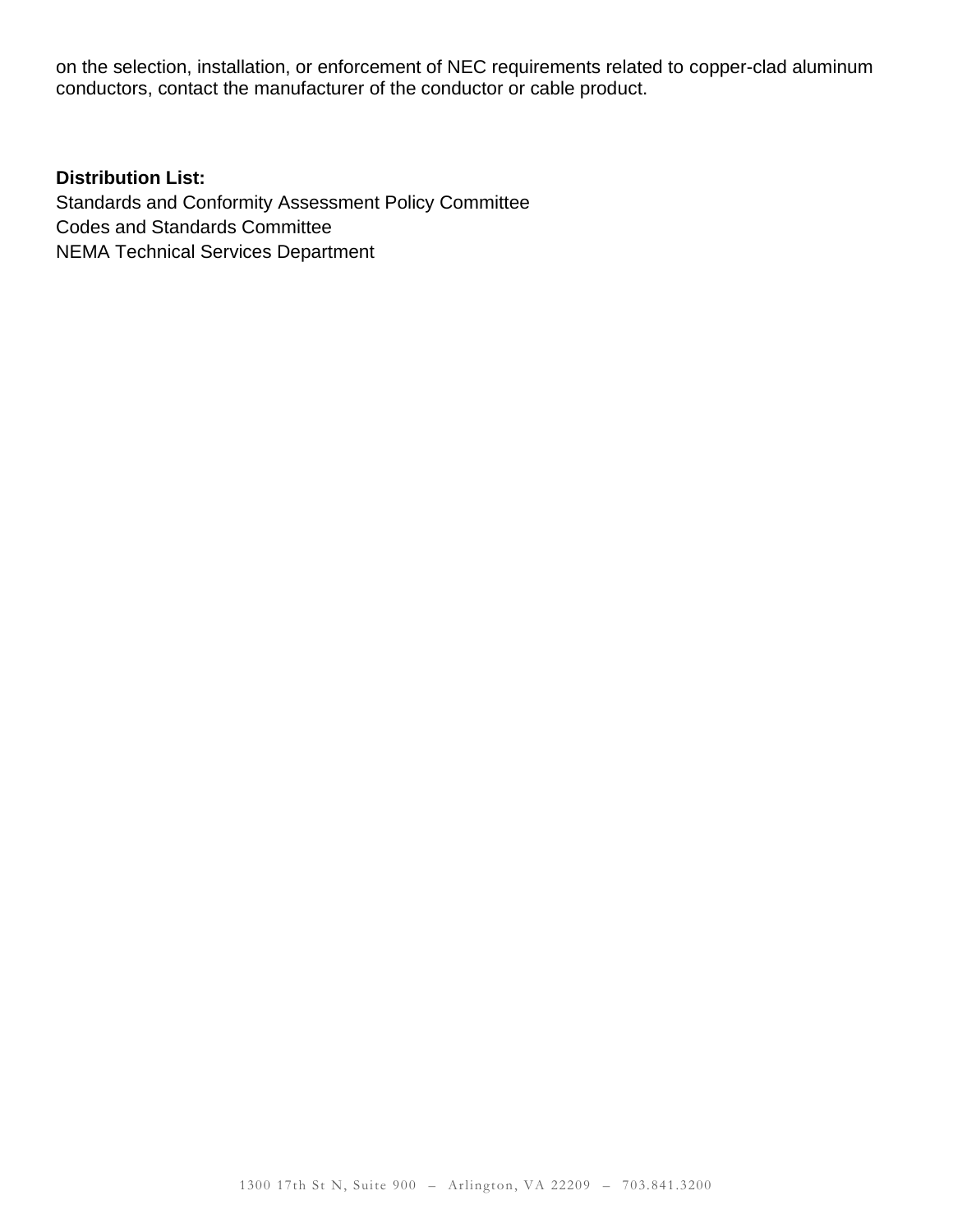on the selection, installation, or enforcement of NEC requirements related to copper-clad aluminum conductors, contact the manufacturer of the conductor or cable product.

**Distribution List:**
Standards and Conformity Assessment Policy Committee
Codes and Standards Committee
NEMA Technical Services Department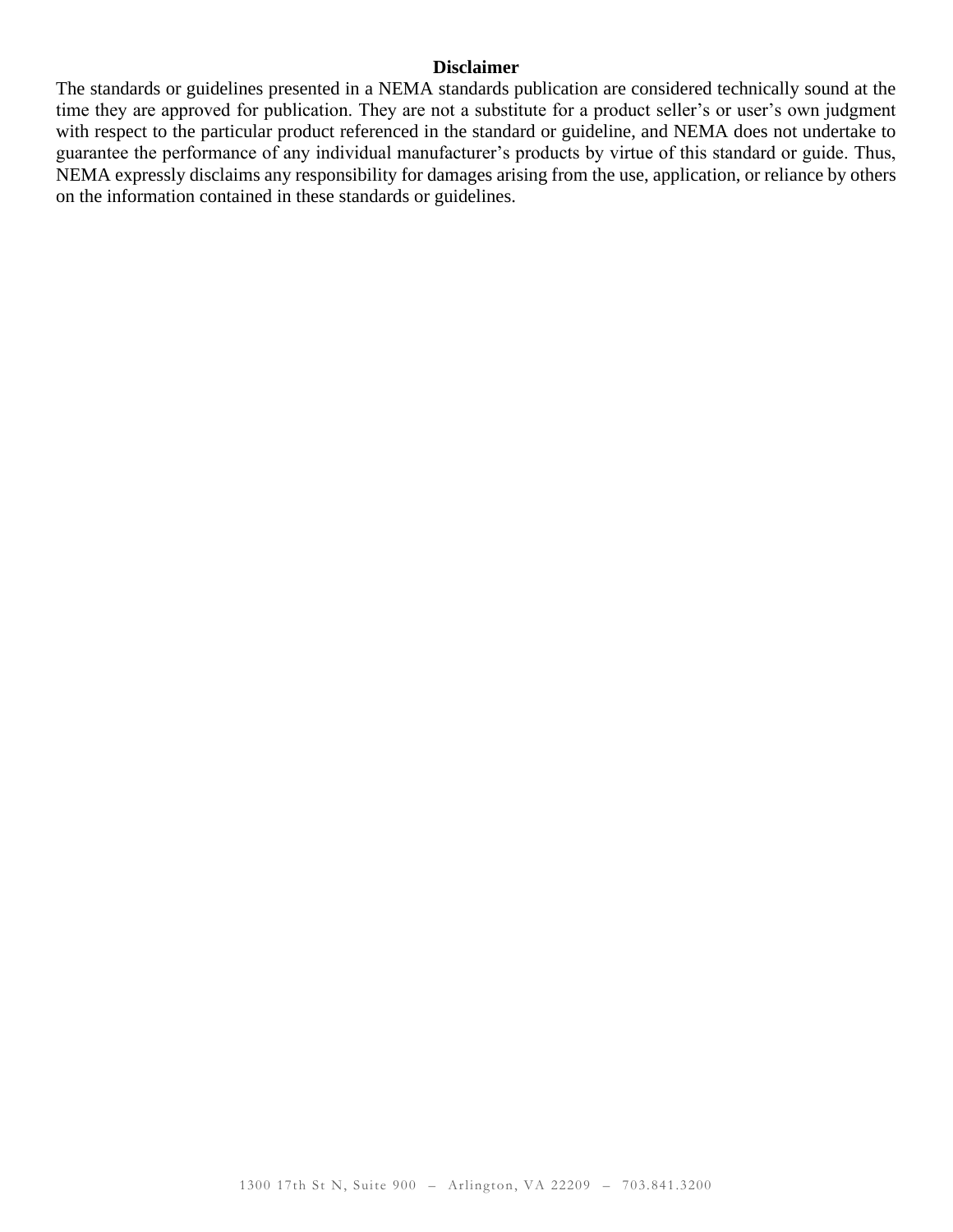**Disclaimer**

The standards or guidelines presented in a NEMA standards publication are considered technically sound at the time they are approved for publication. They are not a substitute for a product seller's or user's own judgment with respect to the particular product referenced in the standard or guideline, and NEMA does not undertake to guarantee the performance of any individual manufacturer's products by virtue of this standard or guide. Thus, NEMA expressly disclaims any responsibility for damages arising from the use, application, or reliance by others on the information contained in these standards or guidelines.